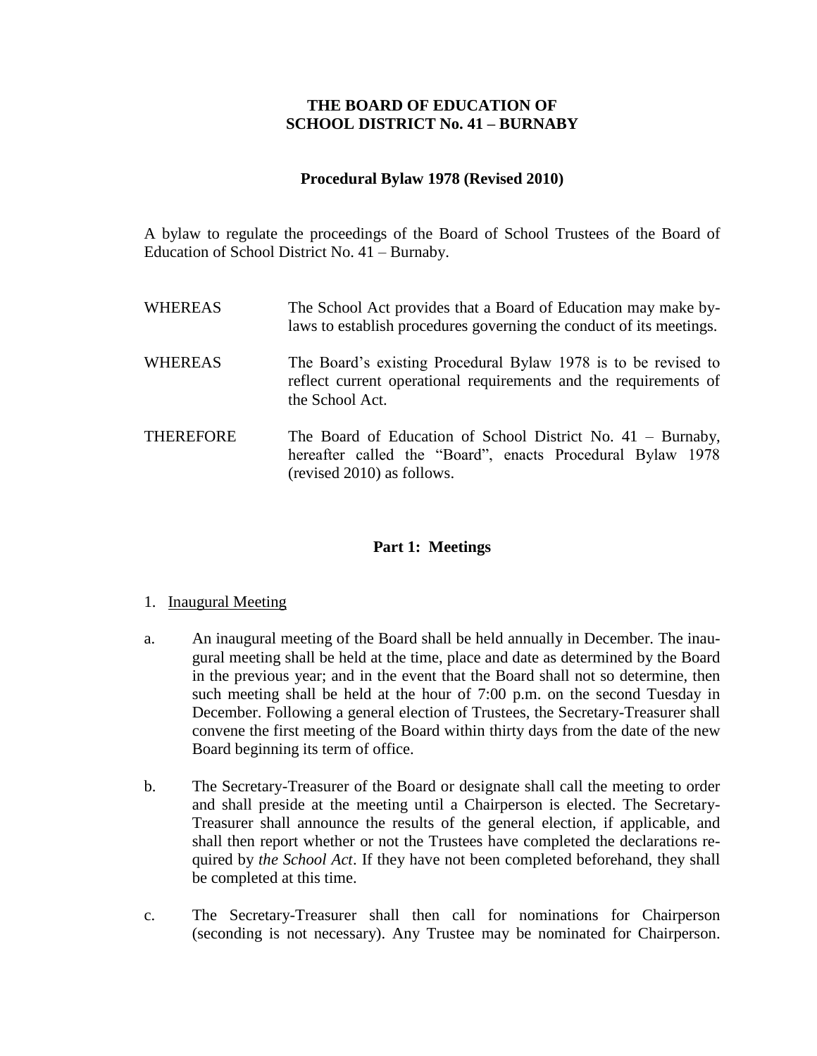**THE BOARD OF EDUCATION OF**
**SCHOOL DISTRICT No. 41 – BURNABY**

**Procedural Bylaw 1978 (Revised 2010)**

A bylaw to regulate the proceedings of the Board of School Trustees of the Board of Education of School District No. 41 – Burnaby.

WHEREAS — The School Act provides that a Board of Education may make by-laws to establish procedures governing the conduct of its meetings.

WHEREAS — The Board's existing Procedural Bylaw 1978 is to be revised to reflect current operational requirements and the requirements of the School Act.

THEREFORE — The Board of Education of School District No. 41 – Burnaby, hereafter called the "Board", enacts Procedural Bylaw 1978 (revised 2010) as follows.

## Part 1: Meetings

1. Inaugural Meeting

a. An inaugural meeting of the Board shall be held annually in December. The inaugural meeting shall be held at the time, place and date as determined by the Board in the previous year; and in the event that the Board shall not so determine, then such meeting shall be held at the hour of 7:00 p.m. on the second Tuesday in December. Following a general election of Trustees, the Secretary-Treasurer shall convene the first meeting of the Board within thirty days from the date of the new Board beginning its term of office.

b. The Secretary-Treasurer of the Board or designate shall call the meeting to order and shall preside at the meeting until a Chairperson is elected. The Secretary-Treasurer shall announce the results of the general election, if applicable, and shall then report whether or not the Trustees have completed the declarations required by *the School Act*. If they have not been completed beforehand, they shall be completed at this time.

c. The Secretary-Treasurer shall then call for nominations for Chairperson (seconding is not necessary). Any Trustee may be nominated for Chairperson.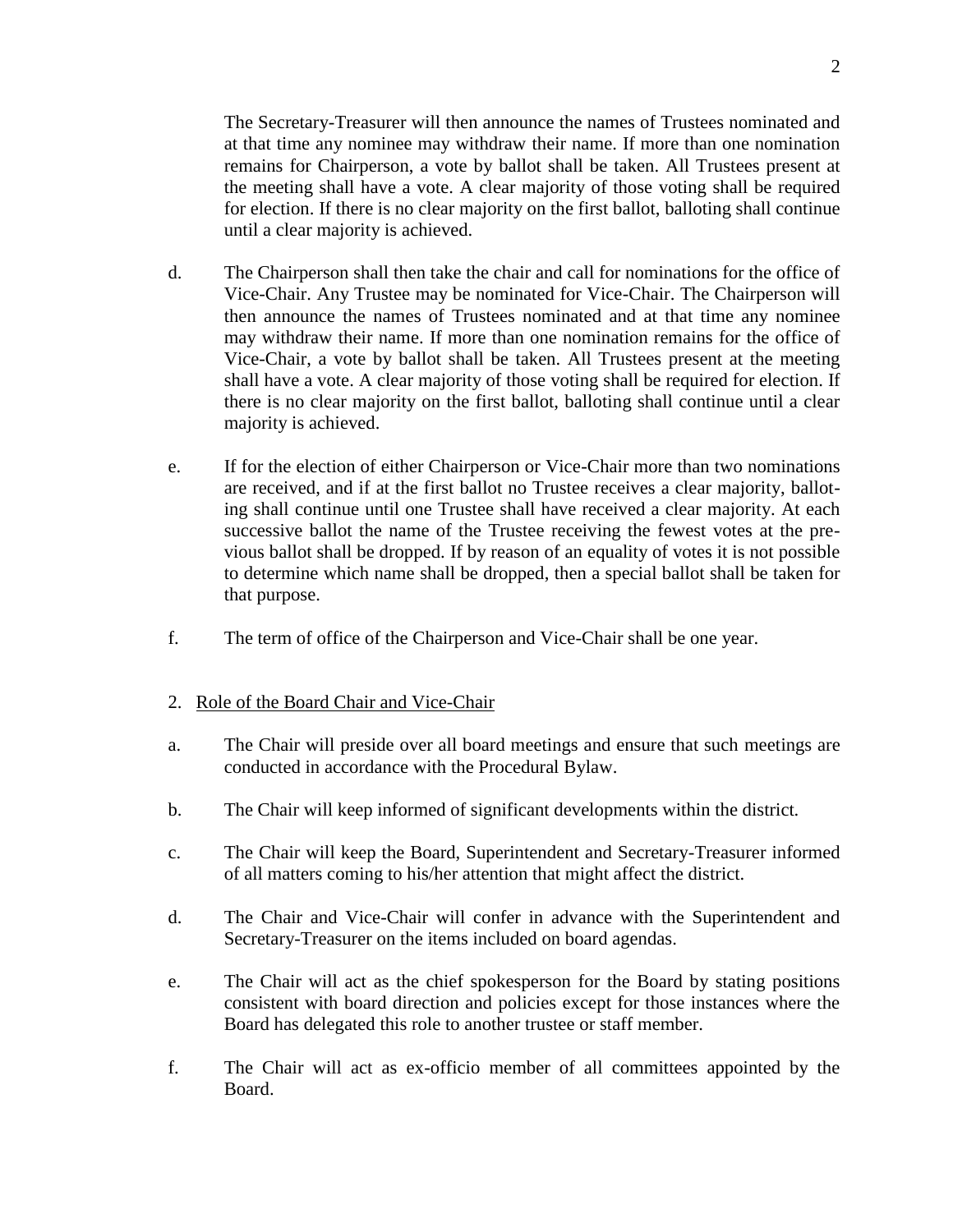The Secretary-Treasurer will then announce the names of Trustees nominated and at that time any nominee may withdraw their name. If more than one nomination remains for Chairperson, a vote by ballot shall be taken. All Trustees present at the meeting shall have a vote. A clear majority of those voting shall be required for election. If there is no clear majority on the first ballot, balloting shall continue until a clear majority is achieved.

d. The Chairperson shall then take the chair and call for nominations for the office of Vice-Chair. Any Trustee may be nominated for Vice-Chair. The Chairperson will then announce the names of Trustees nominated and at that time any nominee may withdraw their name. If more than one nomination remains for the office of Vice-Chair, a vote by ballot shall be taken. All Trustees present at the meeting shall have a vote. A clear majority of those voting shall be required for election. If there is no clear majority on the first ballot, balloting shall continue until a clear majority is achieved.

e. If for the election of either Chairperson or Vice-Chair more than two nominations are received, and if at the first ballot no Trustee receives a clear majority, balloting shall continue until one Trustee shall have received a clear majority. At each successive ballot the name of the Trustee receiving the fewest votes at the previous ballot shall be dropped. If by reason of an equality of votes it is not possible to determine which name shall be dropped, then a special ballot shall be taken for that purpose.

f. The term of office of the Chairperson and Vice-Chair shall be one year.

2. <u>Role of the Board Chair and Vice-Chair</u>

a. The Chair will preside over all board meetings and ensure that such meetings are conducted in accordance with the Procedural Bylaw.

b. The Chair will keep informed of significant developments within the district.

c. The Chair will keep the Board, Superintendent and Secretary-Treasurer informed of all matters coming to his/her attention that might affect the district.

d. The Chair and Vice-Chair will confer in advance with the Superintendent and Secretary-Treasurer on the items included on board agendas.

e. The Chair will act as the chief spokesperson for the Board by stating positions consistent with board direction and policies except for those instances where the Board has delegated this role to another trustee or staff member.

f. The Chair will act as ex-officio member of all committees appointed by the Board.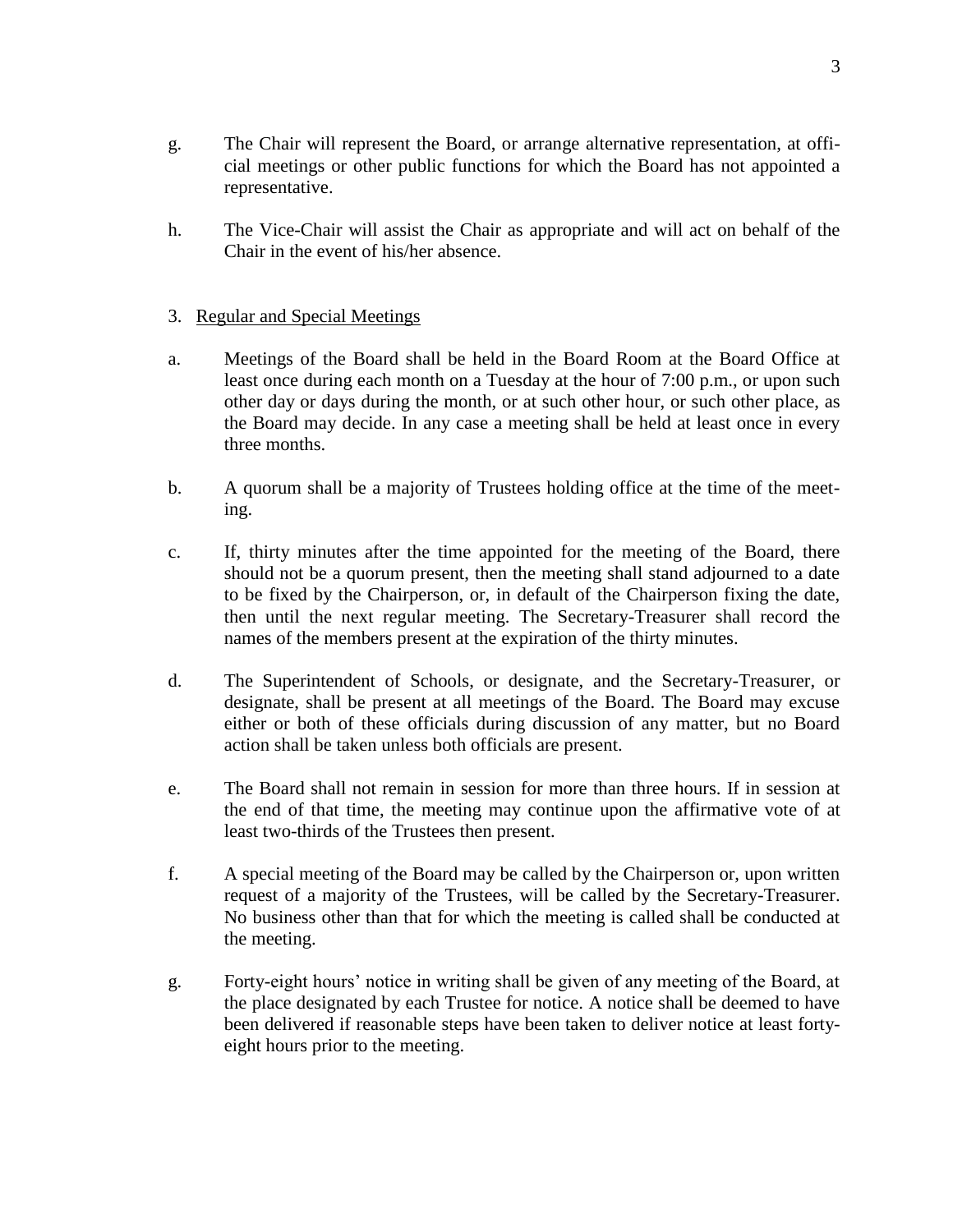g. The Chair will represent the Board, or arrange alternative representation, at official meetings or other public functions for which the Board has not appointed a representative.

h. The Vice-Chair will assist the Chair as appropriate and will act on behalf of the Chair in the event of his/her absence.

3. Regular and Special Meetings

a. Meetings of the Board shall be held in the Board Room at the Board Office at least once during each month on a Tuesday at the hour of 7:00 p.m., or upon such other day or days during the month, or at such other hour, or such other place, as the Board may decide. In any case a meeting shall be held at least once in every three months.

b. A quorum shall be a majority of Trustees holding office at the time of the meeting.

c. If, thirty minutes after the time appointed for the meeting of the Board, there should not be a quorum present, then the meeting shall stand adjourned to a date to be fixed by the Chairperson, or, in default of the Chairperson fixing the date, then until the next regular meeting. The Secretary-Treasurer shall record the names of the members present at the expiration of the thirty minutes.

d. The Superintendent of Schools, or designate, and the Secretary-Treasurer, or designate, shall be present at all meetings of the Board. The Board may excuse either or both of these officials during discussion of any matter, but no Board action shall be taken unless both officials are present.

e. The Board shall not remain in session for more than three hours. If in session at the end of that time, the meeting may continue upon the affirmative vote of at least two-thirds of the Trustees then present.

f. A special meeting of the Board may be called by the Chairperson or, upon written request of a majority of the Trustees, will be called by the Secretary-Treasurer. No business other than that for which the meeting is called shall be conducted at the meeting.

g. Forty-eight hours' notice in writing shall be given of any meeting of the Board, at the place designated by each Trustee for notice. A notice shall be deemed to have been delivered if reasonable steps have been taken to deliver notice at least forty-eight hours prior to the meeting.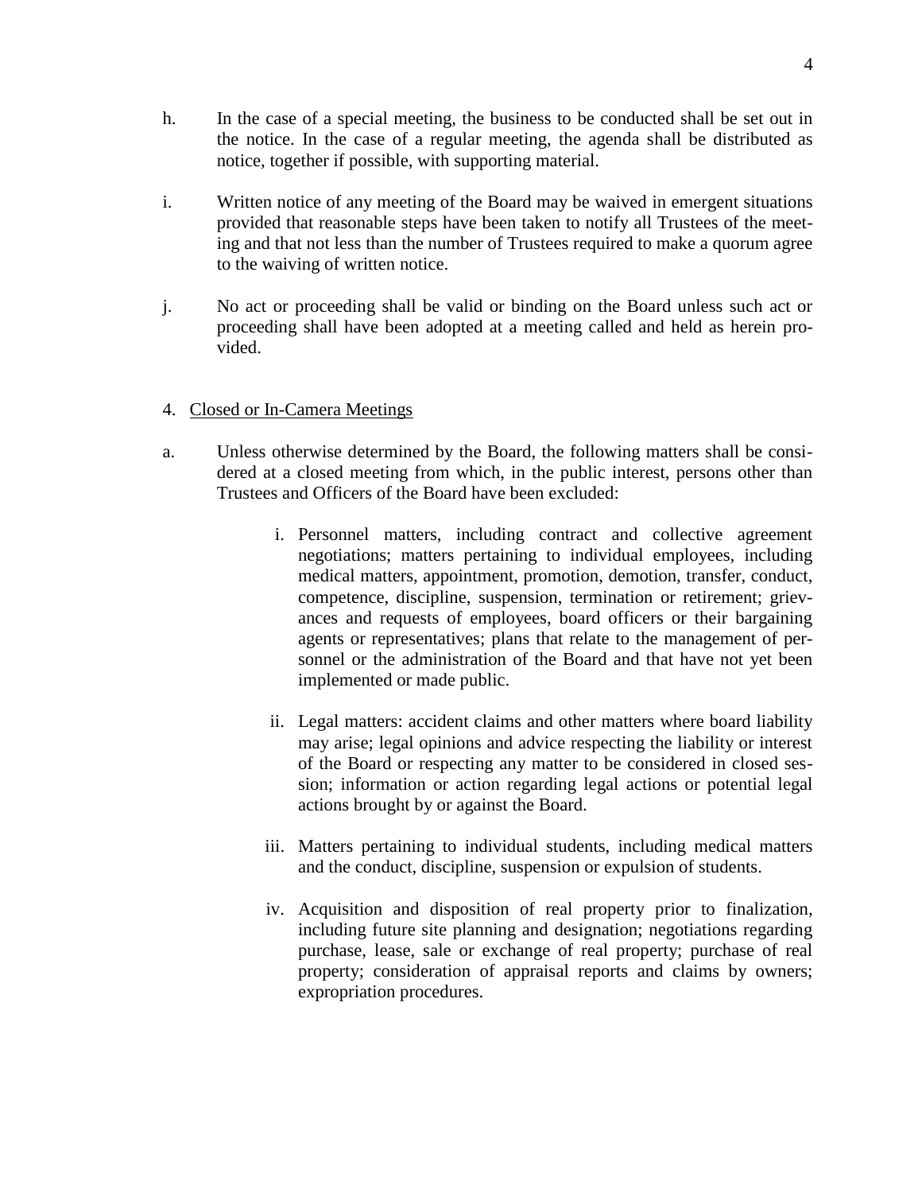h. In the case of a special meeting, the business to be conducted shall be set out in the notice. In the case of a regular meeting, the agenda shall be distributed as notice, together if possible, with supporting material.

i. Written notice of any meeting of the Board may be waived in emergent situations provided that reasonable steps have been taken to notify all Trustees of the meeting and that not less than the number of Trustees required to make a quorum agree to the waiving of written notice.

j. No act or proceeding shall be valid or binding on the Board unless such act or proceeding shall have been adopted at a meeting called and held as herein provided.

4. Closed or In-Camera Meetings

a. Unless otherwise determined by the Board, the following matters shall be considered at a closed meeting from which, in the public interest, persons other than Trustees and Officers of the Board have been excluded:

   i. Personnel matters, including contract and collective agreement negotiations; matters pertaining to individual employees, including medical matters, appointment, promotion, demotion, transfer, conduct, competence, discipline, suspension, termination or retirement; grievances and requests of employees, board officers or their bargaining agents or representatives; plans that relate to the management of personnel or the administration of the Board and that have not yet been implemented or made public.

   ii. Legal matters: accident claims and other matters where board liability may arise; legal opinions and advice respecting the liability or interest of the Board or respecting any matter to be considered in closed session; information or action regarding legal actions or potential legal actions brought by or against the Board.

   iii. Matters pertaining to individual students, including medical matters and the conduct, discipline, suspension or expulsion of students.

   iv. Acquisition and disposition of real property prior to finalization, including future site planning and designation; negotiations regarding purchase, lease, sale or exchange of real property; purchase of real property; consideration of appraisal reports and claims by owners; expropriation procedures.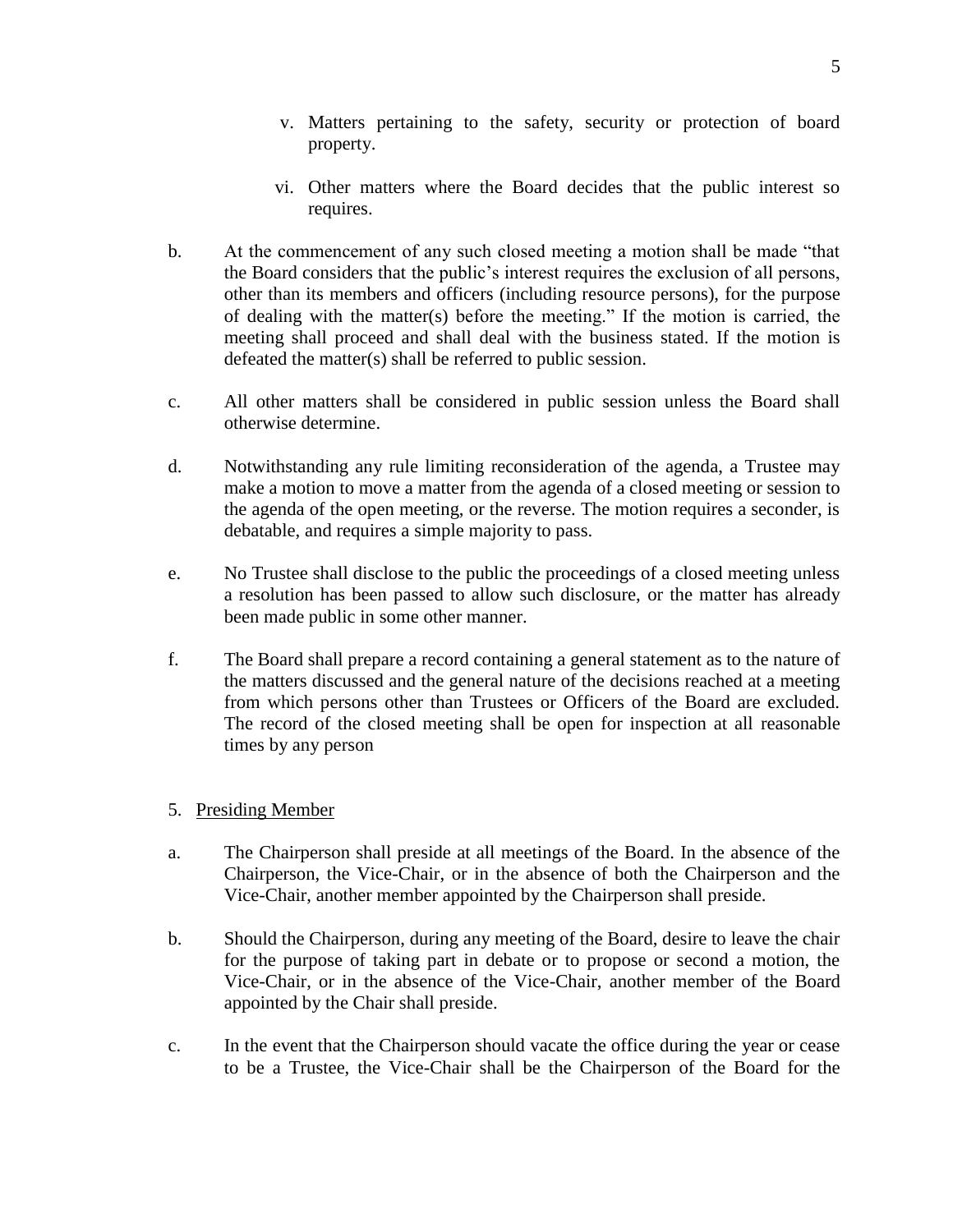v. Matters pertaining to the safety, security or protection of board property.

vi. Other matters where the Board decides that the public interest so requires.

b. At the commencement of any such closed meeting a motion shall be made "that the Board considers that the public's interest requires the exclusion of all persons, other than its members and officers (including resource persons), for the purpose of dealing with the matter(s) before the meeting." If the motion is carried, the meeting shall proceed and shall deal with the business stated. If the motion is defeated the matter(s) shall be referred to public session.

c. All other matters shall be considered in public session unless the Board shall otherwise determine.

d. Notwithstanding any rule limiting reconsideration of the agenda, a Trustee may make a motion to move a matter from the agenda of a closed meeting or session to the agenda of the open meeting, or the reverse. The motion requires a seconder, is debatable, and requires a simple majority to pass.

e. No Trustee shall disclose to the public the proceedings of a closed meeting unless a resolution has been passed to allow such disclosure, or the matter has already been made public in some other manner.

f. The Board shall prepare a record containing a general statement as to the nature of the matters discussed and the general nature of the decisions reached at a meeting from which persons other than Trustees or Officers of the Board are excluded. The record of the closed meeting shall be open for inspection at all reasonable times by any person

5. <u>Presiding Member</u>

a. The Chairperson shall preside at all meetings of the Board. In the absence of the Chairperson, the Vice-Chair, or in the absence of both the Chairperson and the Vice-Chair, another member appointed by the Chairperson shall preside.

b. Should the Chairperson, during any meeting of the Board, desire to leave the chair for the purpose of taking part in debate or to propose or second a motion, the Vice-Chair, or in the absence of the Vice-Chair, another member of the Board appointed by the Chair shall preside.

c. In the event that the Chairperson should vacate the office during the year or cease to be a Trustee, the Vice-Chair shall be the Chairperson of the Board for the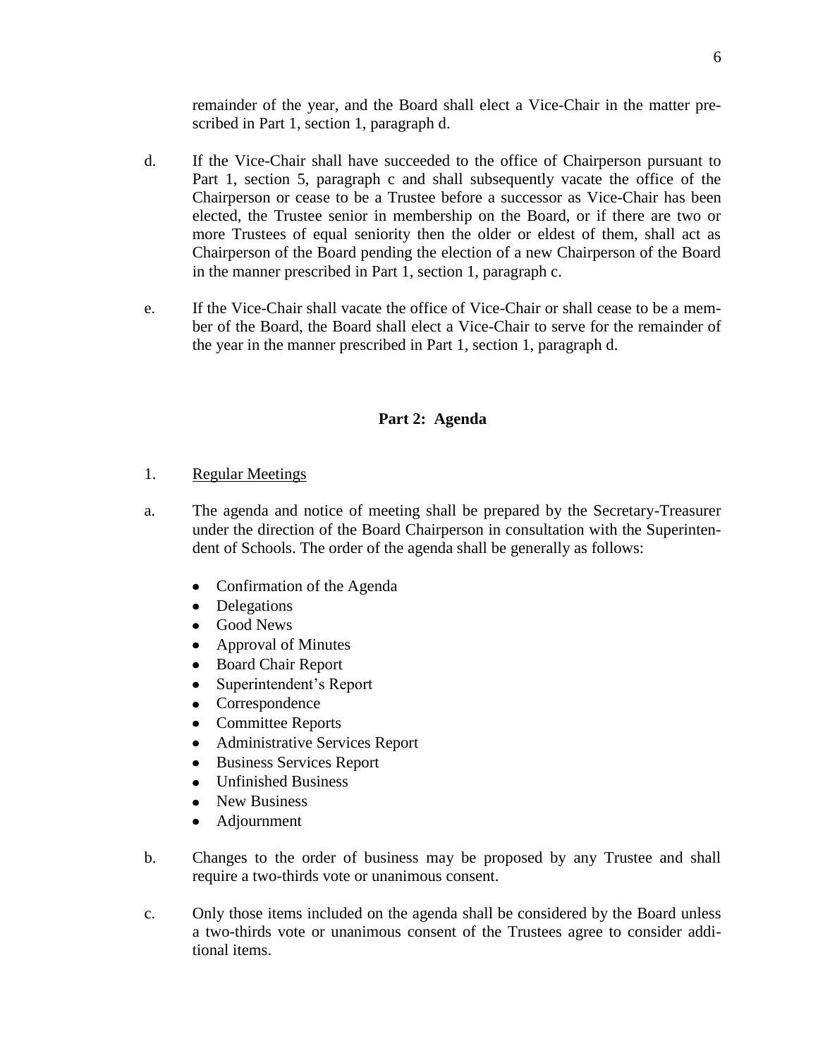remainder of the year, and the Board shall elect a Vice-Chair in the matter prescribed in Part 1, section 1, paragraph d.

d. If the Vice-Chair shall have succeeded to the office of Chairperson pursuant to Part 1, section 5, paragraph c and shall subsequently vacate the office of the Chairperson or cease to be a Trustee before a successor as Vice-Chair has been elected, the Trustee senior in membership on the Board, or if there are two or more Trustees of equal seniority then the older or eldest of them, shall act as Chairperson of the Board pending the election of a new Chairperson of the Board in the manner prescribed in Part 1, section 1, paragraph c.

e. If the Vice-Chair shall vacate the office of Vice-Chair or shall cease to be a member of the Board, the Board shall elect a Vice-Chair to serve for the remainder of the year in the manner prescribed in Part 1, section 1, paragraph d.

## Part 2: Agenda

1. Regular Meetings

a. The agenda and notice of meeting shall be prepared by the Secretary-Treasurer under the direction of the Board Chairperson in consultation with the Superintendent of Schools. The order of the agenda shall be generally as follows:

- Confirmation of the Agenda
- Delegations
- Good News
- Approval of Minutes
- Board Chair Report
- Superintendent's Report
- Correspondence
- Committee Reports
- Administrative Services Report
- Business Services Report
- Unfinished Business
- New Business
- Adjournment

b. Changes to the order of business may be proposed by any Trustee and shall require a two-thirds vote or unanimous consent.

c. Only those items included on the agenda shall be considered by the Board unless a two-thirds vote or unanimous consent of the Trustees agree to consider additional items.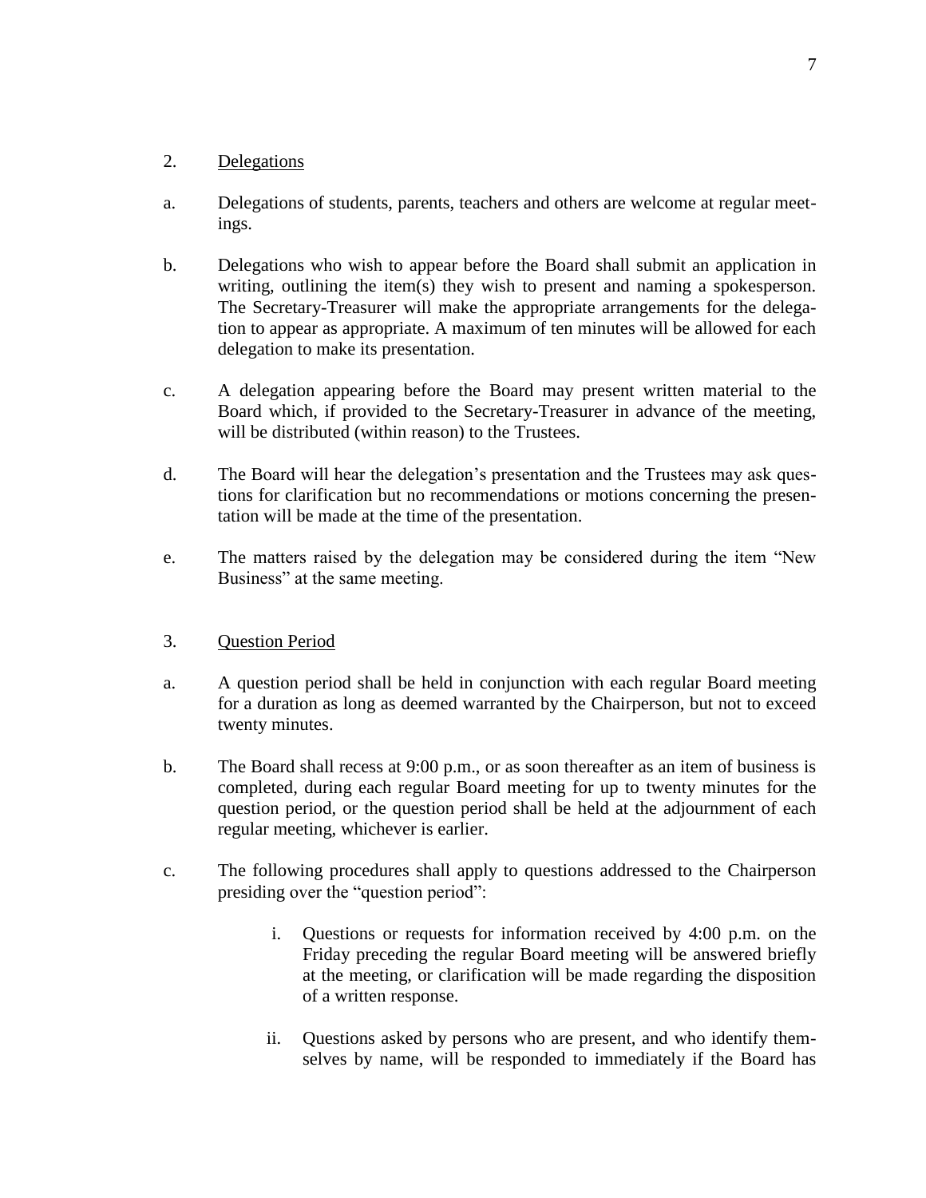2. <u>Delegations</u>

a. Delegations of students, parents, teachers and others are welcome at regular meetings.

b. Delegations who wish to appear before the Board shall submit an application in writing, outlining the item(s) they wish to present and naming a spokesperson. The Secretary-Treasurer will make the appropriate arrangements for the delegation to appear as appropriate. A maximum of ten minutes will be allowed for each delegation to make its presentation.

c. A delegation appearing before the Board may present written material to the Board which, if provided to the Secretary-Treasurer in advance of the meeting, will be distributed (within reason) to the Trustees.

d. The Board will hear the delegation's presentation and the Trustees may ask questions for clarification but no recommendations or motions concerning the presentation will be made at the time of the presentation.

e. The matters raised by the delegation may be considered during the item "New Business" at the same meeting.

3. <u>Question Period</u>

a. A question period shall be held in conjunction with each regular Board meeting for a duration as long as deemed warranted by the Chairperson, but not to exceed twenty minutes.

b. The Board shall recess at 9:00 p.m., or as soon thereafter as an item of business is completed, during each regular Board meeting for up to twenty minutes for the question period, or the question period shall be held at the adjournment of each regular meeting, whichever is earlier.

c. The following procedures shall apply to questions addressed to the Chairperson presiding over the "question period":

   i. Questions or requests for information received by 4:00 p.m. on the Friday preceding the regular Board meeting will be answered briefly at the meeting, or clarification will be made regarding the disposition of a written response.

   ii. Questions asked by persons who are present, and who identify themselves by name, will be responded to immediately if the Board has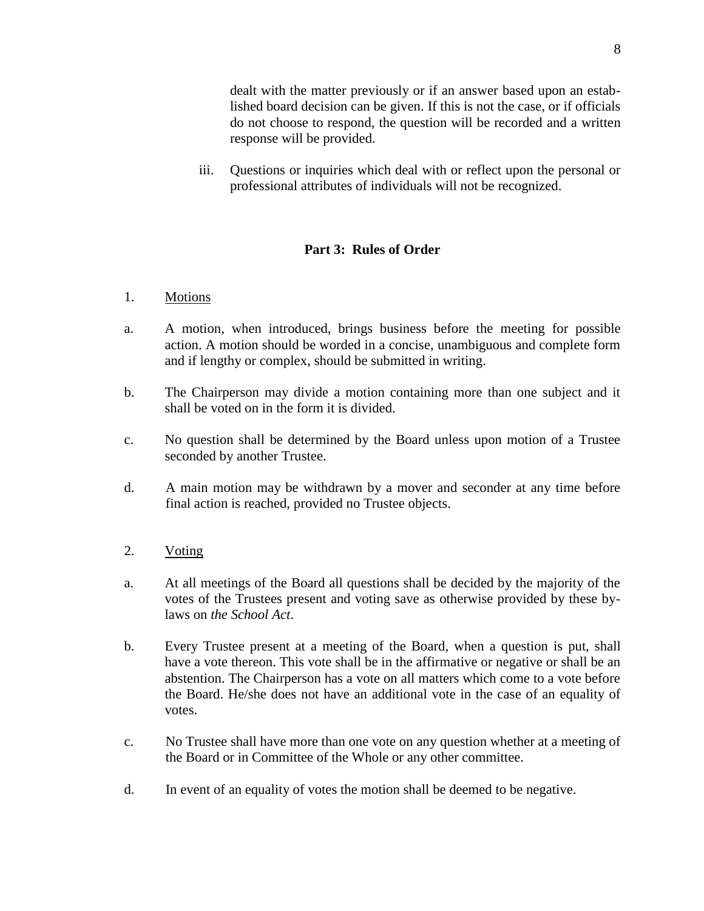dealt with the matter previously or if an answer based upon an established board decision can be given. If this is not the case, or if officials do not choose to respond, the question will be recorded and a written response will be provided.

iii. Questions or inquiries which deal with or reflect upon the personal or professional attributes of individuals will not be recognized.

## Part 3: Rules of Order

1. Motions

a. A motion, when introduced, brings business before the meeting for possible action. A motion should be worded in a concise, unambiguous and complete form and if lengthy or complex, should be submitted in writing.

b. The Chairperson may divide a motion containing more than one subject and it shall be voted on in the form it is divided.

c. No question shall be determined by the Board unless upon motion of a Trustee seconded by another Trustee.

d. A main motion may be withdrawn by a mover and seconder at any time before final action is reached, provided no Trustee objects.

2. Voting

a. At all meetings of the Board all questions shall be decided by the majority of the votes of the Trustees present and voting save as otherwise provided by these by-laws on *the School Act*.

b. Every Trustee present at a meeting of the Board, when a question is put, shall have a vote thereon. This vote shall be in the affirmative or negative or shall be an abstention. The Chairperson has a vote on all matters which come to a vote before the Board. He/she does not have an additional vote in the case of an equality of votes.

c. No Trustee shall have more than one vote on any question whether at a meeting of the Board or in Committee of the Whole or any other committee.

d. In event of an equality of votes the motion shall be deemed to be negative.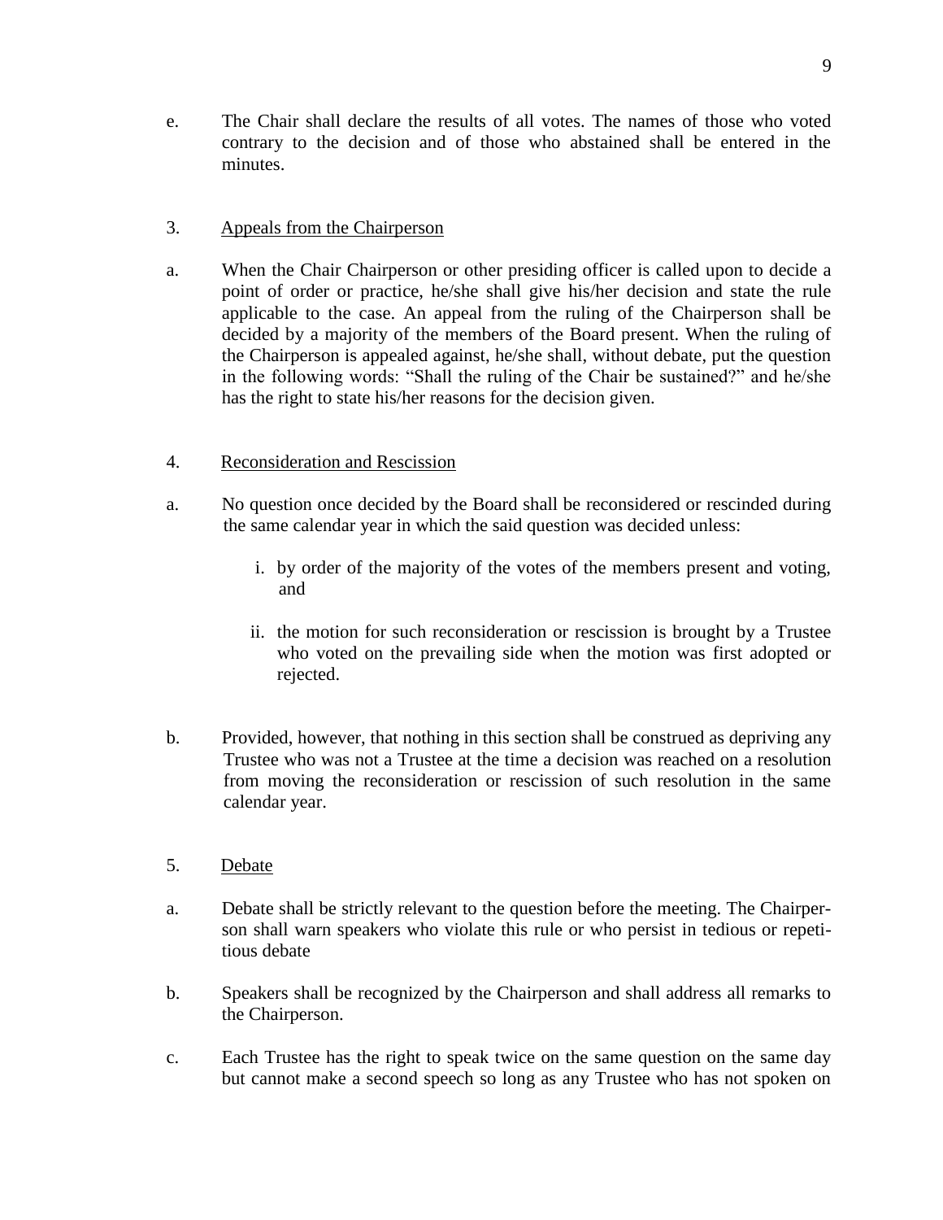e. The Chair shall declare the results of all votes. The names of those who voted contrary to the decision and of those who abstained shall be entered in the minutes.

### 3. Appeals from the Chairperson

a. When the Chair Chairperson or other presiding officer is called upon to decide a point of order or practice, he/she shall give his/her decision and state the rule applicable to the case. An appeal from the ruling of the Chairperson shall be decided by a majority of the members of the Board present. When the ruling of the Chairperson is appealed against, he/she shall, without debate, put the question in the following words: "Shall the ruling of the Chair be sustained?" and he/she has the right to state his/her reasons for the decision given.

### 4. Reconsideration and Rescission

a. No question once decided by the Board shall be reconsidered or rescinded during the same calendar year in which the said question was decided unless:

   i. by order of the majority of the votes of the members present and voting, and

   ii. the motion for such reconsideration or rescission is brought by a Trustee who voted on the prevailing side when the motion was first adopted or rejected.

b. Provided, however, that nothing in this section shall be construed as depriving any Trustee who was not a Trustee at the time a decision was reached on a resolution from moving the reconsideration or rescission of such resolution in the same calendar year.

### 5. Debate

a. Debate shall be strictly relevant to the question before the meeting. The Chairperson shall warn speakers who violate this rule or who persist in tedious or repetitious debate

b. Speakers shall be recognized by the Chairperson and shall address all remarks to the Chairperson.

c. Each Trustee has the right to speak twice on the same question on the same day but cannot make a second speech so long as any Trustee who has not spoken on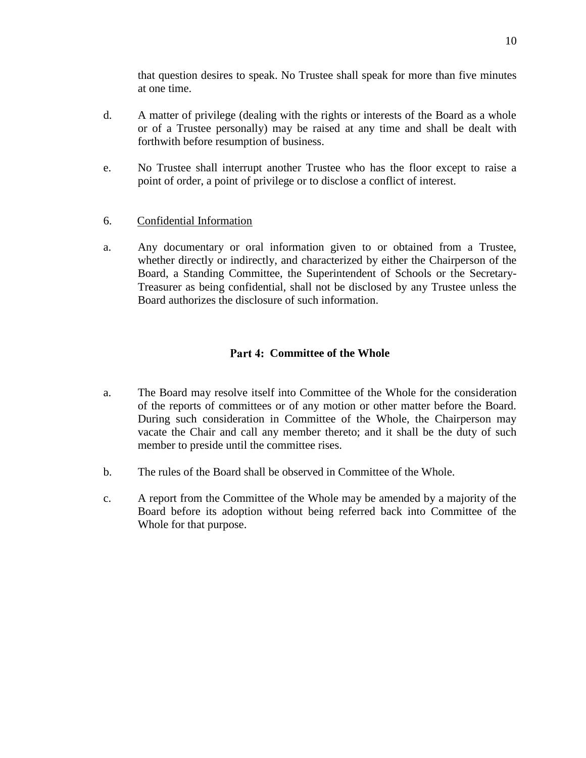that question desires to speak. No Trustee shall speak for more than five minutes at one time.

d. A matter of privilege (dealing with the rights or interests of the Board as a whole or of a Trustee personally) may be raised at any time and shall be dealt with forthwith before resumption of business.

e. No Trustee shall interrupt another Trustee who has the floor except to raise a point of order, a point of privilege or to disclose a conflict of interest.

6. Confidential Information

a. Any documentary or oral information given to or obtained from a Trustee, whether directly or indirectly, and characterized by either the Chairperson of the Board, a Standing Committee, the Superintendent of Schools or the Secretary-Treasurer as being confidential, shall not be disclosed by any Trustee unless the Board authorizes the disclosure of such information.

## Part 4: Committee of the Whole

a. The Board may resolve itself into Committee of the Whole for the consideration of the reports of committees or of any motion or other matter before the Board. During such consideration in Committee of the Whole, the Chairperson may vacate the Chair and call any member thereto; and it shall be the duty of such member to preside until the committee rises.

b. The rules of the Board shall be observed in Committee of the Whole.

c. A report from the Committee of the Whole may be amended by a majority of the Board before its adoption without being referred back into Committee of the Whole for that purpose.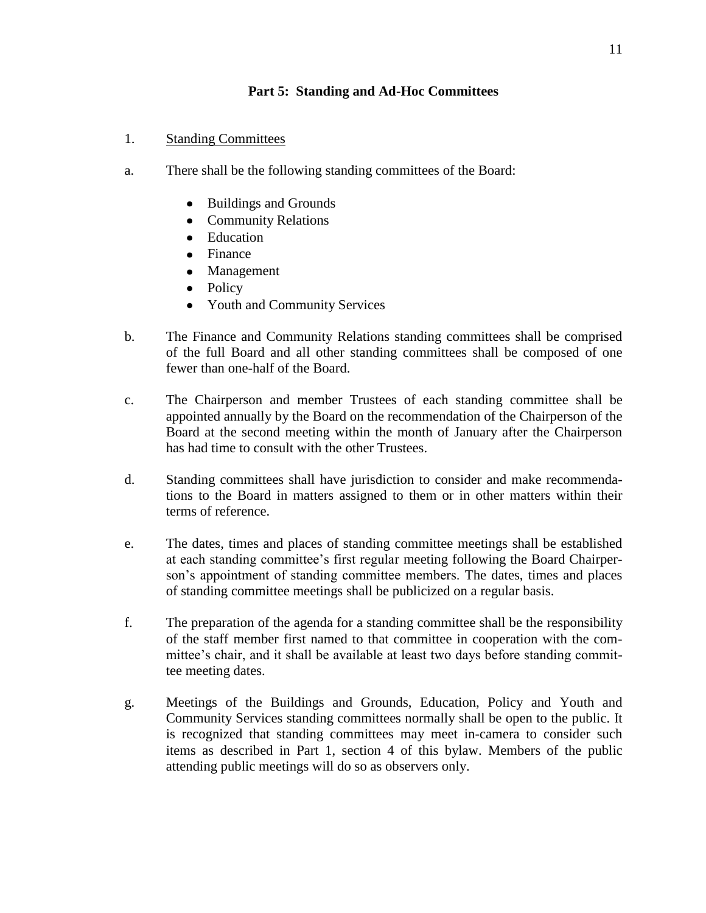## Part 5: Standing and Ad-Hoc Committees

1. Standing Committees

a. There shall be the following standing committees of the Board:

   - Buildings and Grounds
   - Community Relations
   - Education
   - Finance
   - Management
   - Policy
   - Youth and Community Services

b. The Finance and Community Relations standing committees shall be comprised of the full Board and all other standing committees shall be composed of one fewer than one-half of the Board.

c. The Chairperson and member Trustees of each standing committee shall be appointed annually by the Board on the recommendation of the Chairperson of the Board at the second meeting within the month of January after the Chairperson has had time to consult with the other Trustees.

d. Standing committees shall have jurisdiction to consider and make recommendations to the Board in matters assigned to them or in other matters within their terms of reference.

e. The dates, times and places of standing committee meetings shall be established at each standing committee's first regular meeting following the Board Chairperson's appointment of standing committee members. The dates, times and places of standing committee meetings shall be publicized on a regular basis.

f. The preparation of the agenda for a standing committee shall be the responsibility of the staff member first named to that committee in cooperation with the committee's chair, and it shall be available at least two days before standing committee meeting dates.

g. Meetings of the Buildings and Grounds, Education, Policy and Youth and Community Services standing committees normally shall be open to the public. It is recognized that standing committees may meet in-camera to consider such items as described in Part 1, section 4 of this bylaw. Members of the public attending public meetings will do so as observers only.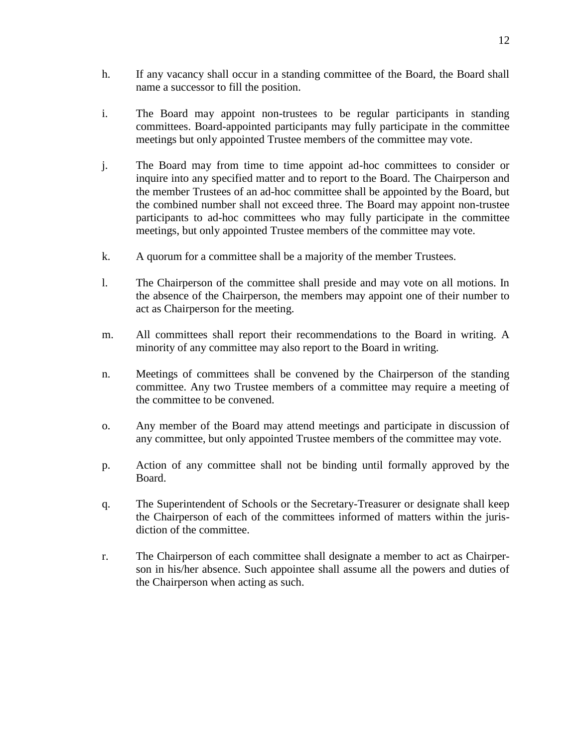h. If any vacancy shall occur in a standing committee of the Board, the Board shall name a successor to fill the position.

i. The Board may appoint non-trustees to be regular participants in standing committees. Board-appointed participants may fully participate in the committee meetings but only appointed Trustee members of the committee may vote.

j. The Board may from time to time appoint ad-hoc committees to consider or inquire into any specified matter and to report to the Board. The Chairperson and the member Trustees of an ad-hoc committee shall be appointed by the Board, but the combined number shall not exceed three. The Board may appoint non-trustee participants to ad-hoc committees who may fully participate in the committee meetings, but only appointed Trustee members of the committee may vote.

k. A quorum for a committee shall be a majority of the member Trustees.

l. The Chairperson of the committee shall preside and may vote on all motions. In the absence of the Chairperson, the members may appoint one of their number to act as Chairperson for the meeting.

m. All committees shall report their recommendations to the Board in writing. A minority of any committee may also report to the Board in writing.

n. Meetings of committees shall be convened by the Chairperson of the standing committee. Any two Trustee members of a committee may require a meeting of the committee to be convened.

o. Any member of the Board may attend meetings and participate in discussion of any committee, but only appointed Trustee members of the committee may vote.

p. Action of any committee shall not be binding until formally approved by the Board.

q. The Superintendent of Schools or the Secretary-Treasurer or designate shall keep the Chairperson of each of the committees informed of matters within the jurisdiction of the committee.

r. The Chairperson of each committee shall designate a member to act as Chairperson in his/her absence. Such appointee shall assume all the powers and duties of the Chairperson when acting as such.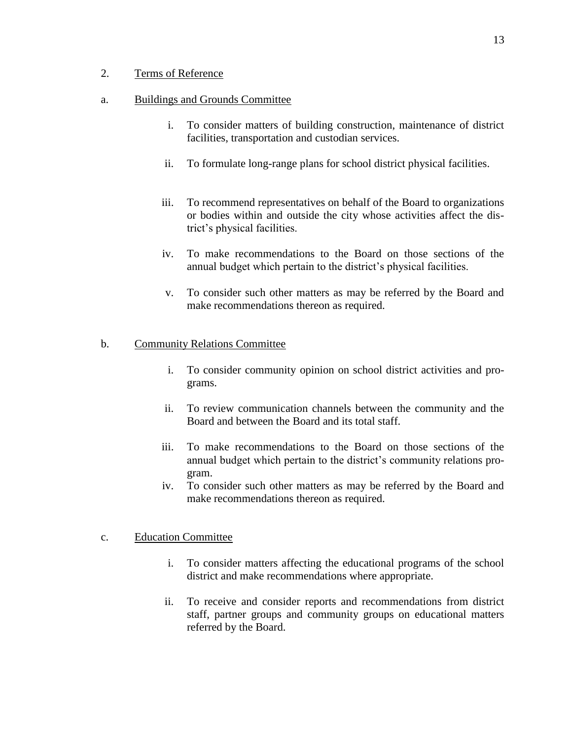2. Terms of Reference

a. Buildings and Grounds Committee

i. To consider matters of building construction, maintenance of district facilities, transportation and custodian services.

ii. To formulate long-range plans for school district physical facilities.

iii. To recommend representatives on behalf of the Board to organizations or bodies within and outside the city whose activities affect the district's physical facilities.

iv. To make recommendations to the Board on those sections of the annual budget which pertain to the district's physical facilities.

v. To consider such other matters as may be referred by the Board and make recommendations thereon as required.

b. Community Relations Committee

i. To consider community opinion on school district activities and programs.

ii. To review communication channels between the community and the Board and between the Board and its total staff.

iii. To make recommendations to the Board on those sections of the annual budget which pertain to the district's community relations program.

iv. To consider such other matters as may be referred by the Board and make recommendations thereon as required.

c. Education Committee

i. To consider matters affecting the educational programs of the school district and make recommendations where appropriate.

ii. To receive and consider reports and recommendations from district staff, partner groups and community groups on educational matters referred by the Board.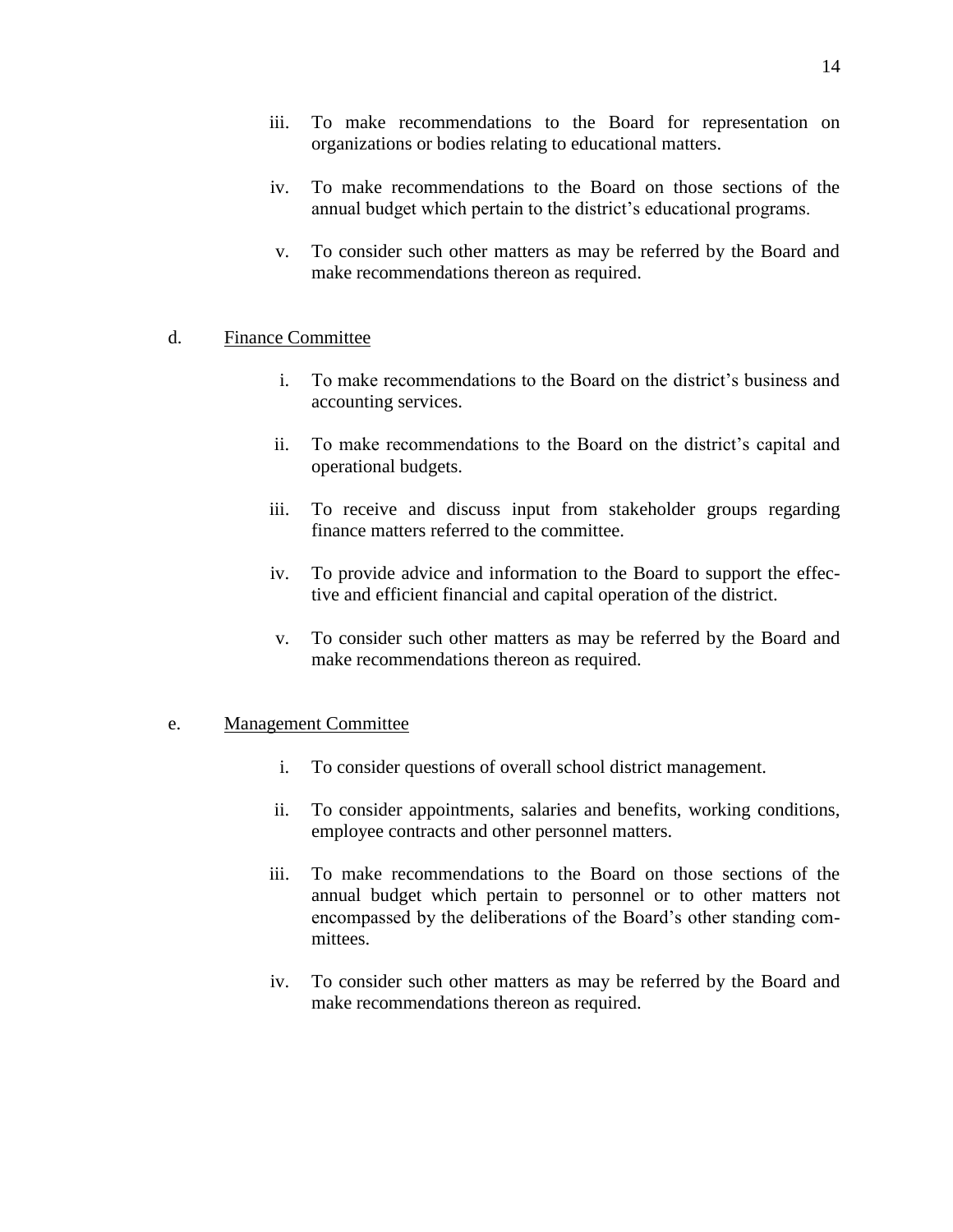iii. To make recommendations to the Board for representation on organizations or bodies relating to educational matters.

iv. To make recommendations to the Board on those sections of the annual budget which pertain to the district's educational programs.

v. To consider such other matters as may be referred by the Board and make recommendations thereon as required.

d. <u>Finance Committee</u>

i. To make recommendations to the Board on the district's business and accounting services.

ii. To make recommendations to the Board on the district's capital and operational budgets.

iii. To receive and discuss input from stakeholder groups regarding finance matters referred to the committee.

iv. To provide advice and information to the Board to support the effective and efficient financial and capital operation of the district.

v. To consider such other matters as may be referred by the Board and make recommendations thereon as required.

e. <u>Management Committee</u>

i. To consider questions of overall school district management.

ii. To consider appointments, salaries and benefits, working conditions, employee contracts and other personnel matters.

iii. To make recommendations to the Board on those sections of the annual budget which pertain to personnel or to other matters not encompassed by the deliberations of the Board's other standing committees.

iv. To consider such other matters as may be referred by the Board and make recommendations thereon as required.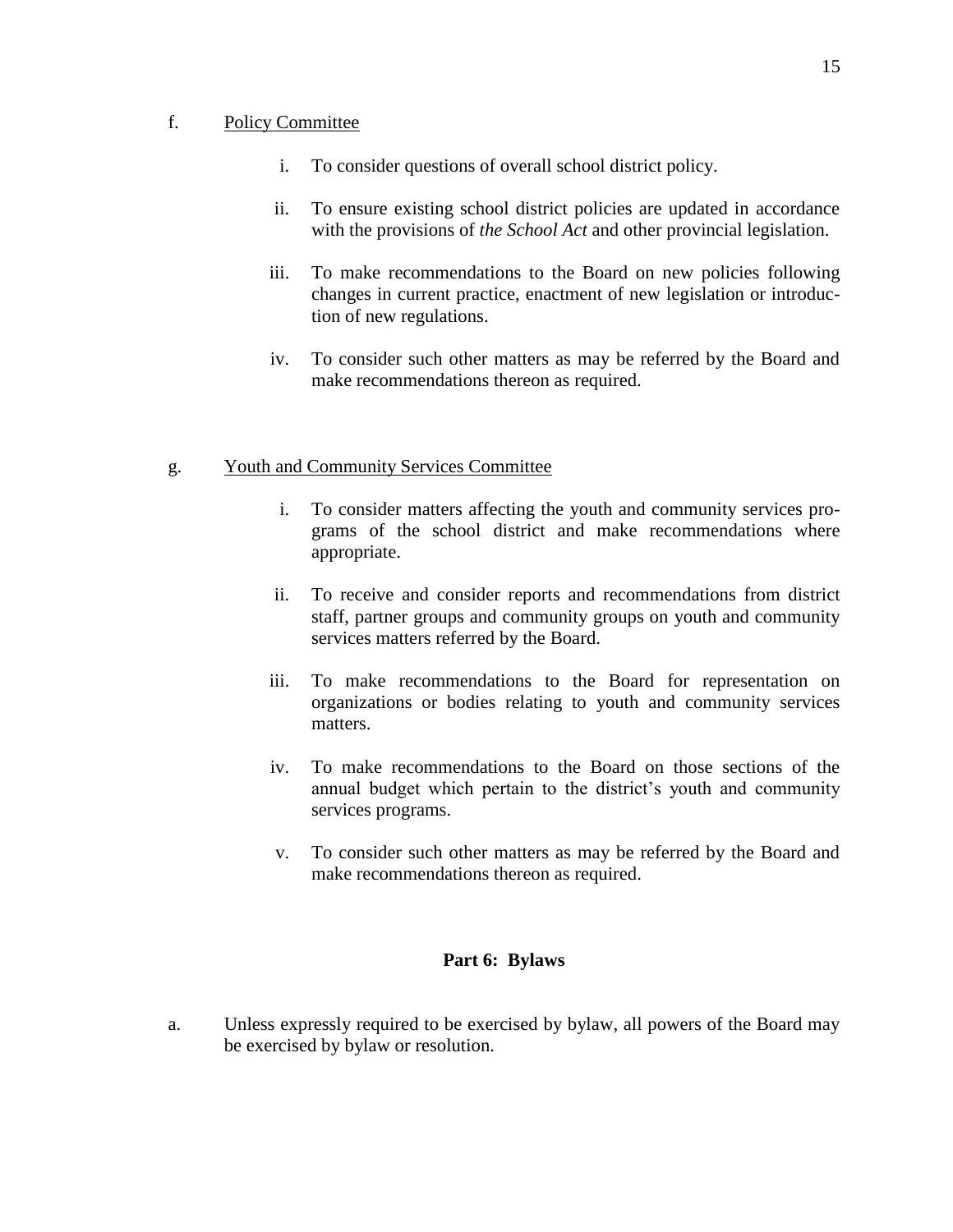f. Policy Committee

i. To consider questions of overall school district policy.

ii. To ensure existing school district policies are updated in accordance with the provisions of *the School Act* and other provincial legislation.

iii. To make recommendations to the Board on new policies following changes in current practice, enactment of new legislation or introduction of new regulations.

iv. To consider such other matters as may be referred by the Board and make recommendations thereon as required.

g. Youth and Community Services Committee

i. To consider matters affecting the youth and community services programs of the school district and make recommendations where appropriate.

ii. To receive and consider reports and recommendations from district staff, partner groups and community groups on youth and community services matters referred by the Board.

iii. To make recommendations to the Board for representation on organizations or bodies relating to youth and community services matters.

iv. To make recommendations to the Board on those sections of the annual budget which pertain to the district's youth and community services programs.

v. To consider such other matters as may be referred by the Board and make recommendations thereon as required.

## Part 6: Bylaws

a. Unless expressly required to be exercised by bylaw, all powers of the Board may be exercised by bylaw or resolution.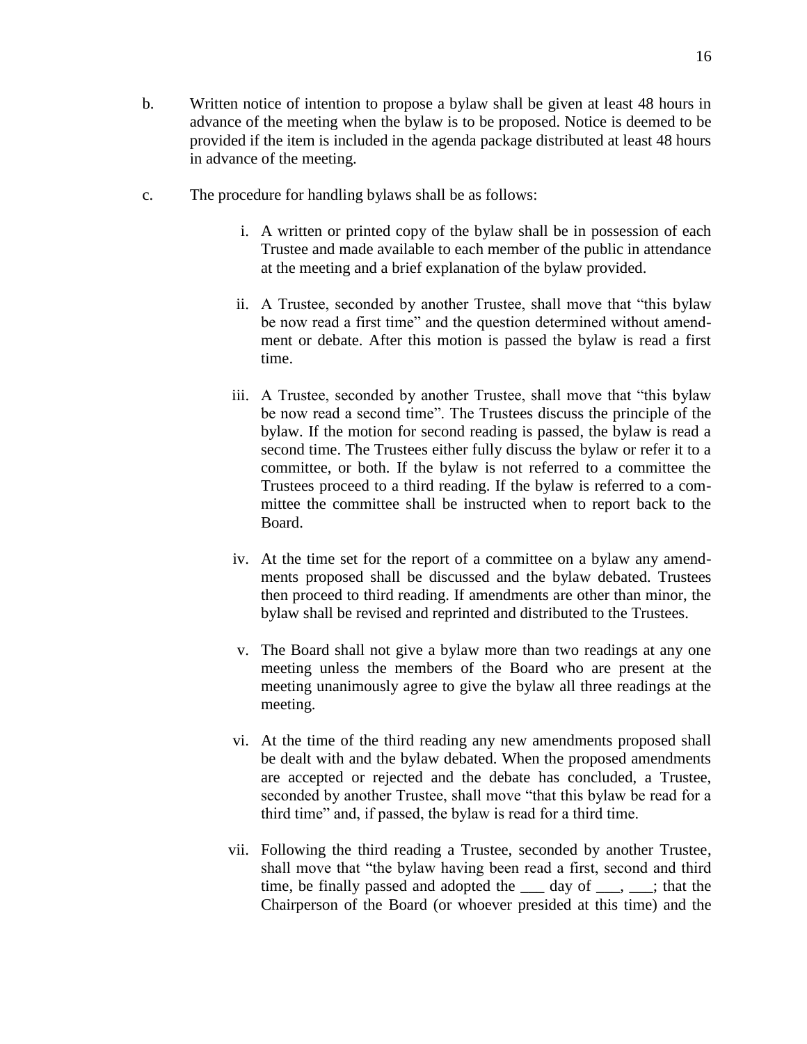b. Written notice of intention to propose a bylaw shall be given at least 48 hours in advance of the meeting when the bylaw is to be proposed. Notice is deemed to be provided if the item is included in the agenda package distributed at least 48 hours in advance of the meeting.

c. The procedure for handling bylaws shall be as follows:

   i. A written or printed copy of the bylaw shall be in possession of each Trustee and made available to each member of the public in attendance at the meeting and a brief explanation of the bylaw provided.

   ii. A Trustee, seconded by another Trustee, shall move that "this bylaw be now read a first time" and the question determined without amendment or debate. After this motion is passed the bylaw is read a first time.

   iii. A Trustee, seconded by another Trustee, shall move that "this bylaw be now read a second time". The Trustees discuss the principle of the bylaw. If the motion for second reading is passed, the bylaw is read a second time. The Trustees either fully discuss the bylaw or refer it to a committee, or both. If the bylaw is not referred to a committee the Trustees proceed to a third reading. If the bylaw is referred to a committee the committee shall be instructed when to report back to the Board.

   iv. At the time set for the report of a committee on a bylaw any amendments proposed shall be discussed and the bylaw debated. Trustees then proceed to third reading. If amendments are other than minor, the bylaw shall be revised and reprinted and distributed to the Trustees.

   v. The Board shall not give a bylaw more than two readings at any one meeting unless the members of the Board who are present at the meeting unanimously agree to give the bylaw all three readings at the meeting.

   vi. At the time of the third reading any new amendments proposed shall be dealt with and the bylaw debated. When the proposed amendments are accepted or rejected and the debate has concluded, a Trustee, seconded by another Trustee, shall move "that this bylaw be read for a third time" and, if passed, the bylaw is read for a third time.

   vii. Following the third reading a Trustee, seconded by another Trustee, shall move that "the bylaw having been read a first, second and third time, be finally passed and adopted the ___ day of ___, ___; that the Chairperson of the Board (or whoever presided at this time) and the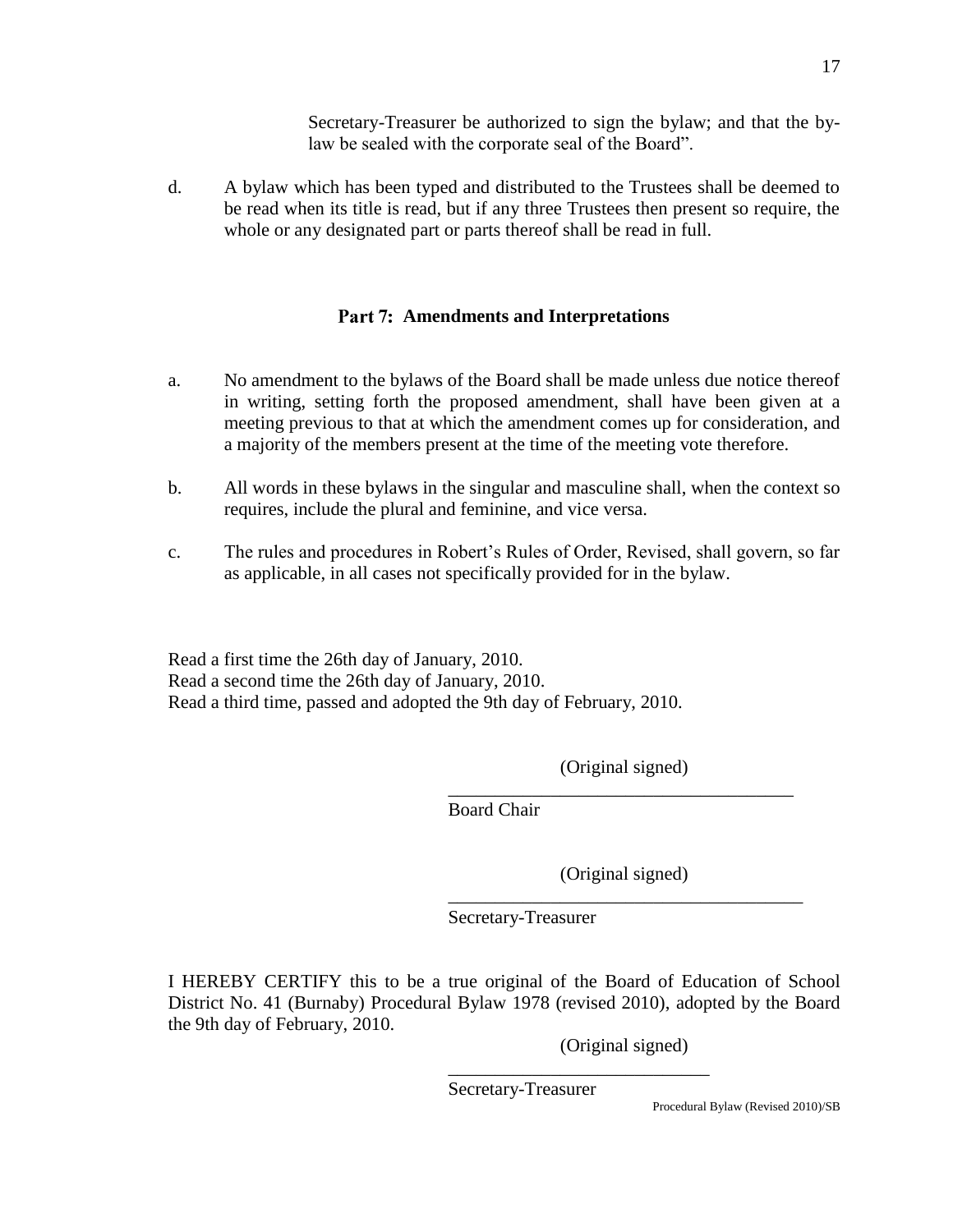Secretary-Treasurer be authorized to sign the bylaw; and that the by-law be sealed with the corporate seal of the Board".

d. A bylaw which has been typed and distributed to the Trustees shall be deemed to be read when its title is read, but if any three Trustees then present so require, the whole or any designated part or parts thereof shall be read in full.

## Part 7: Amendments and Interpretations

a. No amendment to the bylaws of the Board shall be made unless due notice thereof in writing, setting forth the proposed amendment, shall have been given at a meeting previous to that at which the amendment comes up for consideration, and a majority of the members present at the time of the meeting vote therefore.

b. All words in these bylaws in the singular and masculine shall, when the context so requires, include the plural and feminine, and vice versa.

c. The rules and procedures in Robert's Rules of Order, Revised, shall govern, so far as applicable, in all cases not specifically provided for in the bylaw.

Read a first time the 26th day of January, 2010.
Read a second time the 26th day of January, 2010.
Read a third time, passed and adopted the 9th day of February, 2010.

(Original signed)

\_\_\_\_\_\_\_\_\_\_\_\_\_\_\_\_\_\_\_\_\_\_\_\_\_\_\_\_\_\_\_\_\_\_\_\_\_\_
Board Chair

(Original signed)

\_\_\_\_\_\_\_\_\_\_\_\_\_\_\_\_\_\_\_\_\_\_\_\_\_\_\_\_\_\_\_\_\_\_\_\_\_\_
Secretary-Treasurer

I HEREBY CERTIFY this to be a true original of the Board of Education of School District No. 41 (Burnaby) Procedural Bylaw 1978 (revised 2010), adopted by the Board the 9th day of February, 2010.

(Original signed)

\_\_\_\_\_\_\_\_\_\_\_\_\_\_\_\_\_\_\_\_\_\_\_\_\_\_\_\_\_\_
Secretary-Treasurer

Procedural Bylaw (Revised 2010)/SB